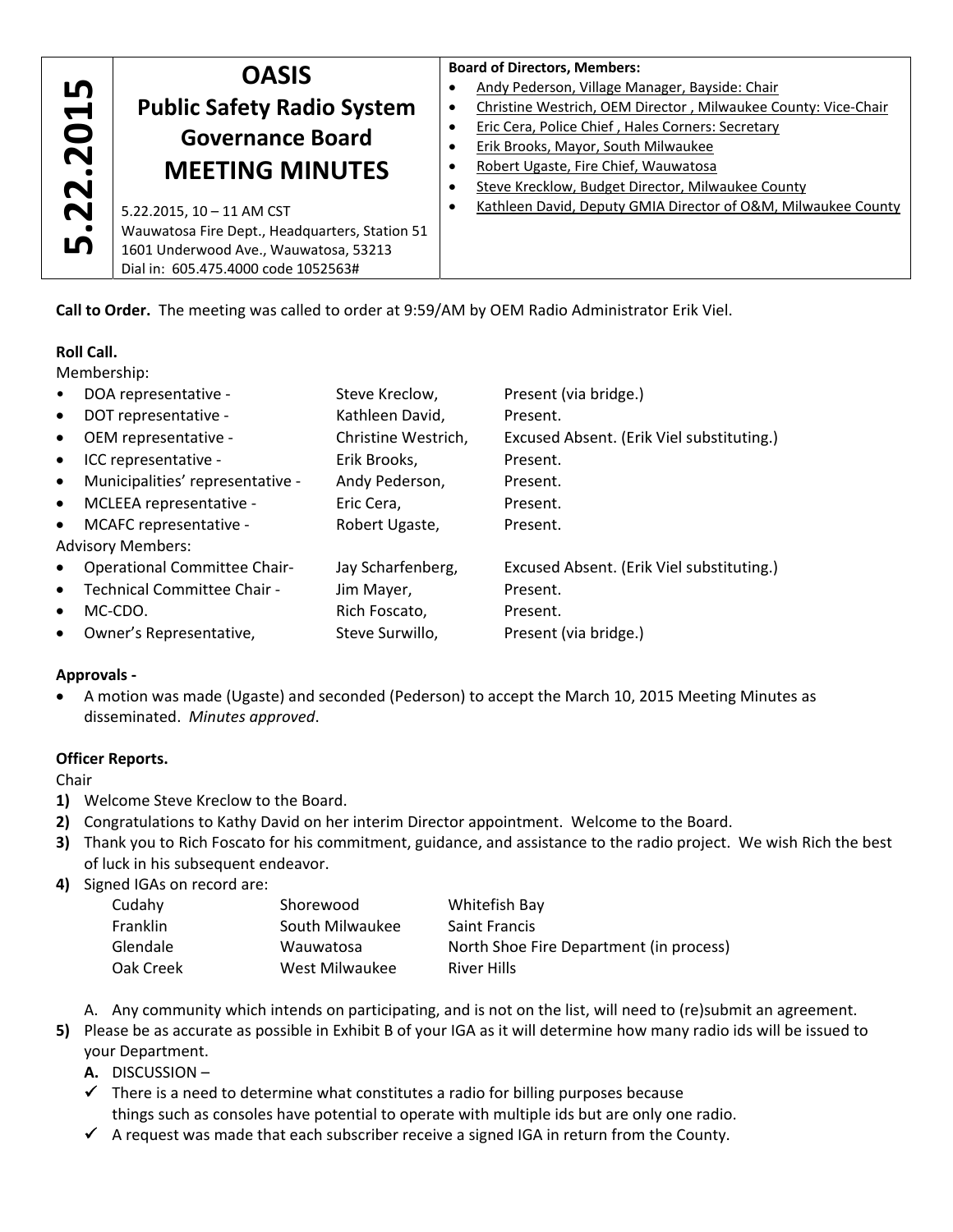| 5.22.2015 | **OASIS Public Safety Radio System Governance Board MEETING MINUTES**<br><br>5.22.2015, 10 – 11 AM CST<br>Wauwatosa Fire Dept., Headquarters, Station 51<br>1601 Underwood Ave., Wauwatosa, 53213<br>Dial in: 605.475.4000 code 1052563# | **Board of Directors, Members:**<br>• Andy Pederson, Village Manager, Bayside: Chair<br>• Christine Westrich, OEM Director , Milwaukee County: Vice-Chair<br>• Eric Cera, Police Chief , Hales Corners: Secretary<br>• Erik Brooks, Mayor, South Milwaukee<br>• Robert Ugaste, Fire Chief, Wauwatosa<br>• Steve Krecklow, Budget Director, Milwaukee County<br>• Kathleen David, Deputy GMIA Director of O&M, Milwaukee County |
|---|---|---|

**Call to Order.** The meeting was called to order at 9:59/AM by OEM Radio Administrator Erik Viel.

**Roll Call.**

Membership:

- DOA representative - Steve Kreclow, Present (via bridge.)
- DOT representative - Kathleen David, Present.
- OEM representative - Christine Westrich, Excused Absent. (Erik Viel substituting.)
- ICC representative - Erik Brooks, Present.
- Municipalities' representative - Andy Pederson, Present.
- MCLEEA representative - Eric Cera, Present.
- MCAFC representative - Robert Ugaste, Present.

Advisory Members:

- Operational Committee Chair- Jay Scharfenberg, Excused Absent. (Erik Viel substituting.)
- Technical Committee Chair - Jim Mayer, Present.
- MC-CDO. Rich Foscato, Present.
- Owner's Representative, Steve Surwillo, Present (via bridge.)

**Approvals -**

- A motion was made (Ugaste) and seconded (Pederson) to accept the March 10, 2015 Meeting Minutes as disseminated. *Minutes approved*.

**Officer Reports.**

Chair

1) Welcome Steve Kreclow to the Board.
2) Congratulations to Kathy David on her interim Director appointment. Welcome to the Board.
3) Thank you to Rich Foscato for his commitment, guidance, and assistance to the radio project. We wish Rich the best of luck in his subsequent endeavor.
4) Signed IGAs on record are:

   | | | |
   |---|---|---|
   | Cudahy | Shorewood | Whitefish Bay |
   | Franklin | South Milwaukee | Saint Francis |
   | Glendale | Wauwatosa | North Shoe Fire Department (in process) |
   | Oak Creek | West Milwaukee | River Hills |

   A. Any community which intends on participating, and is not on the list, will need to (re)submit an agreement.
5) Please be as accurate as possible in Exhibit B of your IGA as it will determine how many radio ids will be issued to your Department.

   **A.** DISCUSSION –

   ✓ There is a need to determine what constitutes a radio for billing purposes because things such as consoles have potential to operate with multiple ids but are only one radio.

   ✓ A request was made that each subscriber receive a signed IGA in return from the County.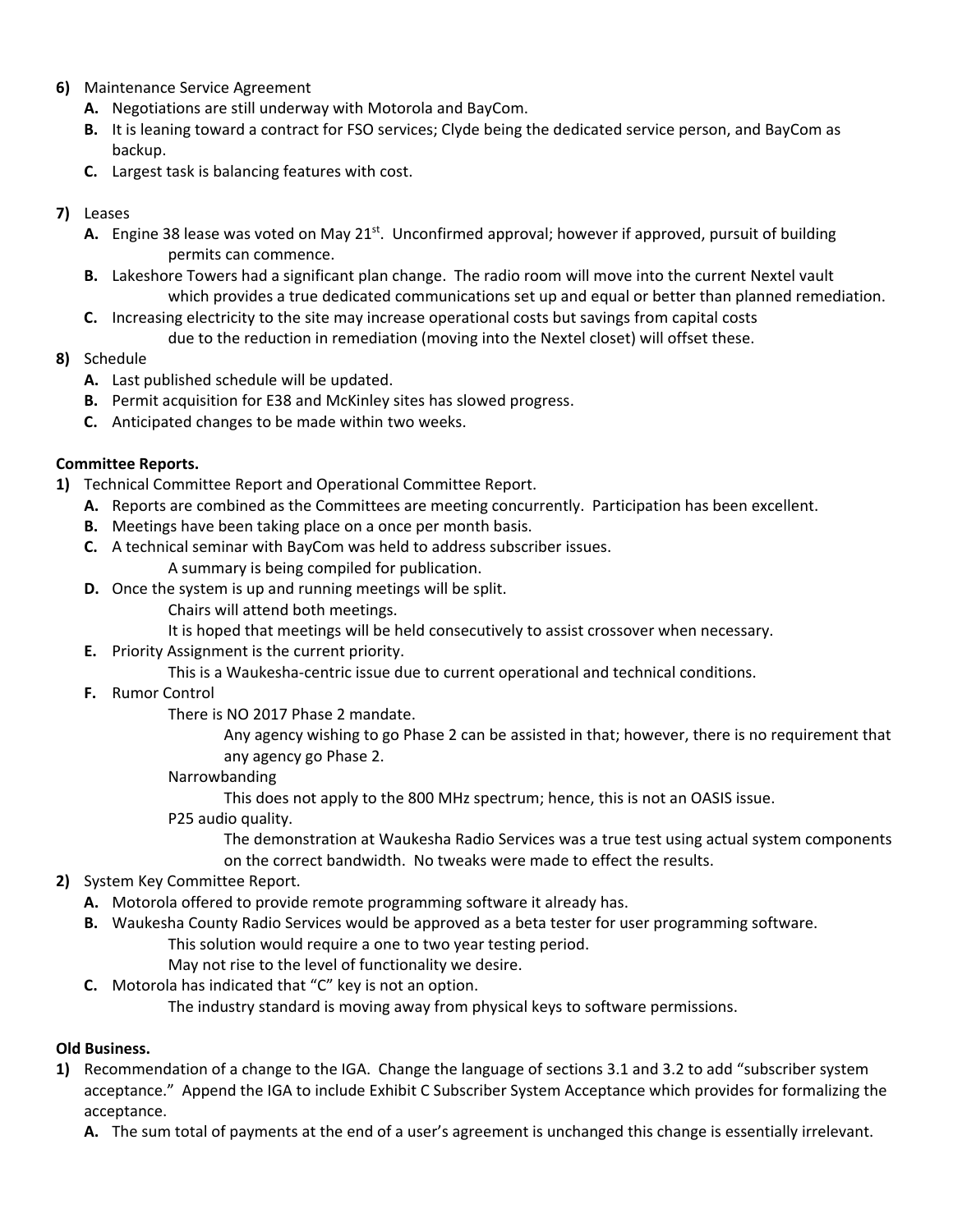6) Maintenance Service Agreement
   - A. Negotiations are still underway with Motorola and BayCom.
   - B. It is leaning toward a contract for FSO services; Clyde being the dedicated service person, and BayCom as backup.
   - C. Largest task is balancing features with cost.

7) Leases
   - A. Engine 38 lease was voted on May 21st. Unconfirmed approval; however if approved, pursuit of building permits can commence.
   - B. Lakeshore Towers had a significant plan change. The radio room will move into the current Nextel vault which provides a true dedicated communications set up and equal or better than planned remediation.
   - C. Increasing electricity to the site may increase operational costs but savings from capital costs due to the reduction in remediation (moving into the Nextel closet) will offset these.

8) Schedule
   - A. Last published schedule will be updated.
   - B. Permit acquisition for E38 and McKinley sites has slowed progress.
   - C. Anticipated changes to be made within two weeks.

**Committee Reports.**

1) Technical Committee Report and Operational Committee Report.
   - A. Reports are combined as the Committees are meeting concurrently. Participation has been excellent.
   - B. Meetings have been taking place on a once per month basis.
   - C. A technical seminar with BayCom was held to address subscriber issues.
     - A summary is being compiled for publication.
   - D. Once the system is up and running meetings will be split.
     - Chairs will attend both meetings.
     - It is hoped that meetings will be held consecutively to assist crossover when necessary.
   - E. Priority Assignment is the current priority.
     - This is a Waukesha-centric issue due to current operational and technical conditions.
   - F. Rumor Control
     - There is NO 2017 Phase 2 mandate.
       - Any agency wishing to go Phase 2 can be assisted in that; however, there is no requirement that any agency go Phase 2.
     - Narrowbanding
       - This does not apply to the 800 MHz spectrum; hence, this is not an OASIS issue.
     - P25 audio quality.
       - The demonstration at Waukesha Radio Services was a true test using actual system components on the correct bandwidth. No tweaks were made to effect the results.

2) System Key Committee Report.
   - A. Motorola offered to provide remote programming software it already has.
   - B. Waukesha County Radio Services would be approved as a beta tester for user programming software.
     - This solution would require a one to two year testing period.
     - May not rise to the level of functionality we desire.
   - C. Motorola has indicated that "C" key is not an option.
     - The industry standard is moving away from physical keys to software permissions.

**Old Business.**

1) Recommendation of a change to the IGA. Change the language of sections 3.1 and 3.2 to add "subscriber system acceptance." Append the IGA to include Exhibit C Subscriber System Acceptance which provides for formalizing the acceptance.
   - A. The sum total of payments at the end of a user's agreement is unchanged this change is essentially irrelevant.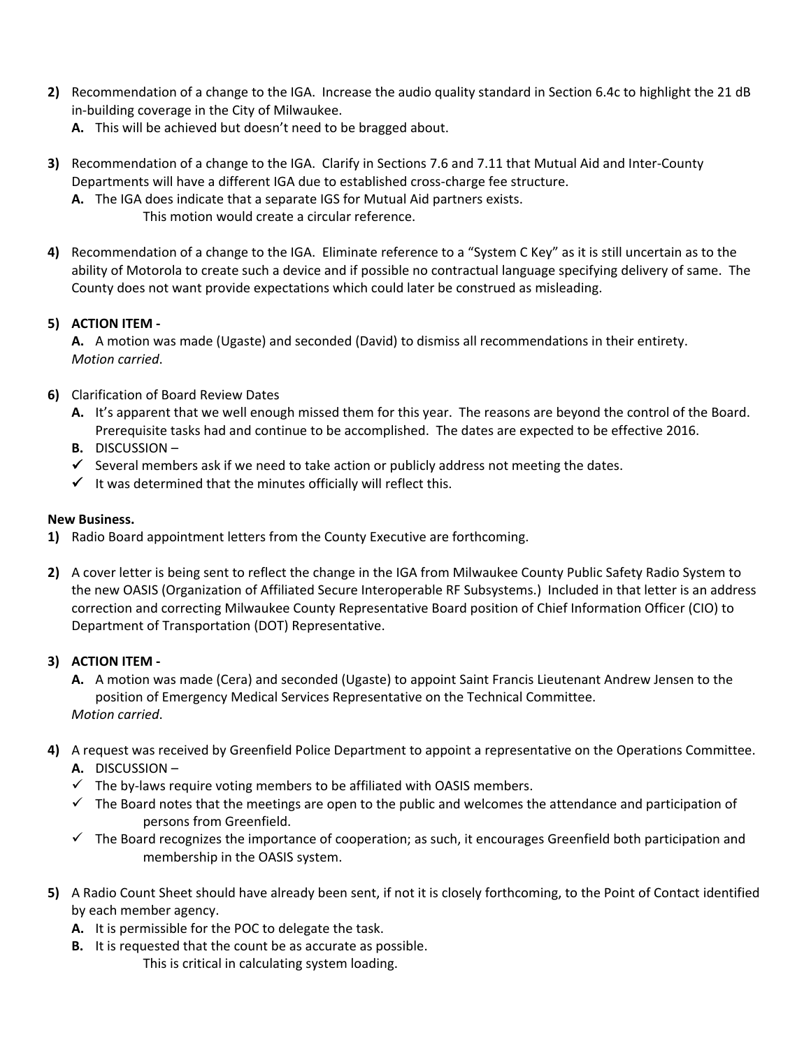2) Recommendation of a change to the IGA. Increase the audio quality standard in Section 6.4c to highlight the 21 dB in-building coverage in the City of Milwaukee.
   - **A.** This will be achieved but doesn't need to be bragged about.

3) Recommendation of a change to the IGA. Clarify in Sections 7.6 and 7.11 that Mutual Aid and Inter-County Departments will have a different IGA due to established cross-charge fee structure.
   - **A.** The IGA does indicate that a separate IGS for Mutual Aid partners exists.
     This motion would create a circular reference.

4) Recommendation of a change to the IGA. Eliminate reference to a "System C Key" as it is still uncertain as to the ability of Motorola to create such a device and if possible no contractual language specifying delivery of same. The County does not want provide expectations which could later be construed as misleading.

5) **ACTION ITEM -**
   - **A.** A motion was made (Ugaste) and seconded (David) to dismiss all recommendations in their entirety.
   *Motion carried*.

6) Clarification of Board Review Dates
   - **A.** It's apparent that we well enough missed them for this year. The reasons are beyond the control of the Board. Prerequisite tasks had and continue to be accomplished. The dates are expected to be effective 2016.
   - **B.** DISCUSSION –
   - ✓ Several members ask if we need to take action or publicly address not meeting the dates.
   - ✓ It was determined that the minutes officially will reflect this.

**New Business.**

1) Radio Board appointment letters from the County Executive are forthcoming.

2) A cover letter is being sent to reflect the change in the IGA from Milwaukee County Public Safety Radio System to the new OASIS (Organization of Affiliated Secure Interoperable RF Subsystems.) Included in that letter is an address correction and correcting Milwaukee County Representative Board position of Chief Information Officer (CIO) to Department of Transportation (DOT) Representative.

3) **ACTION ITEM -**
   - **A.** A motion was made (Cera) and seconded (Ugaste) to appoint Saint Francis Lieutenant Andrew Jensen to the position of Emergency Medical Services Representative on the Technical Committee.
   *Motion carried*.

4) A request was received by Greenfield Police Department to appoint a representative on the Operations Committee.
   - **A.** DISCUSSION –
   - ✓ The by-laws require voting members to be affiliated with OASIS members.
   - ✓ The Board notes that the meetings are open to the public and welcomes the attendance and participation of persons from Greenfield.
   - ✓ The Board recognizes the importance of cooperation; as such, it encourages Greenfield both participation and membership in the OASIS system.

5) A Radio Count Sheet should have already been sent, if not it is closely forthcoming, to the Point of Contact identified by each member agency.
   - **A.** It is permissible for the POC to delegate the task.
   - **B.** It is requested that the count be as accurate as possible.
     This is critical in calculating system loading.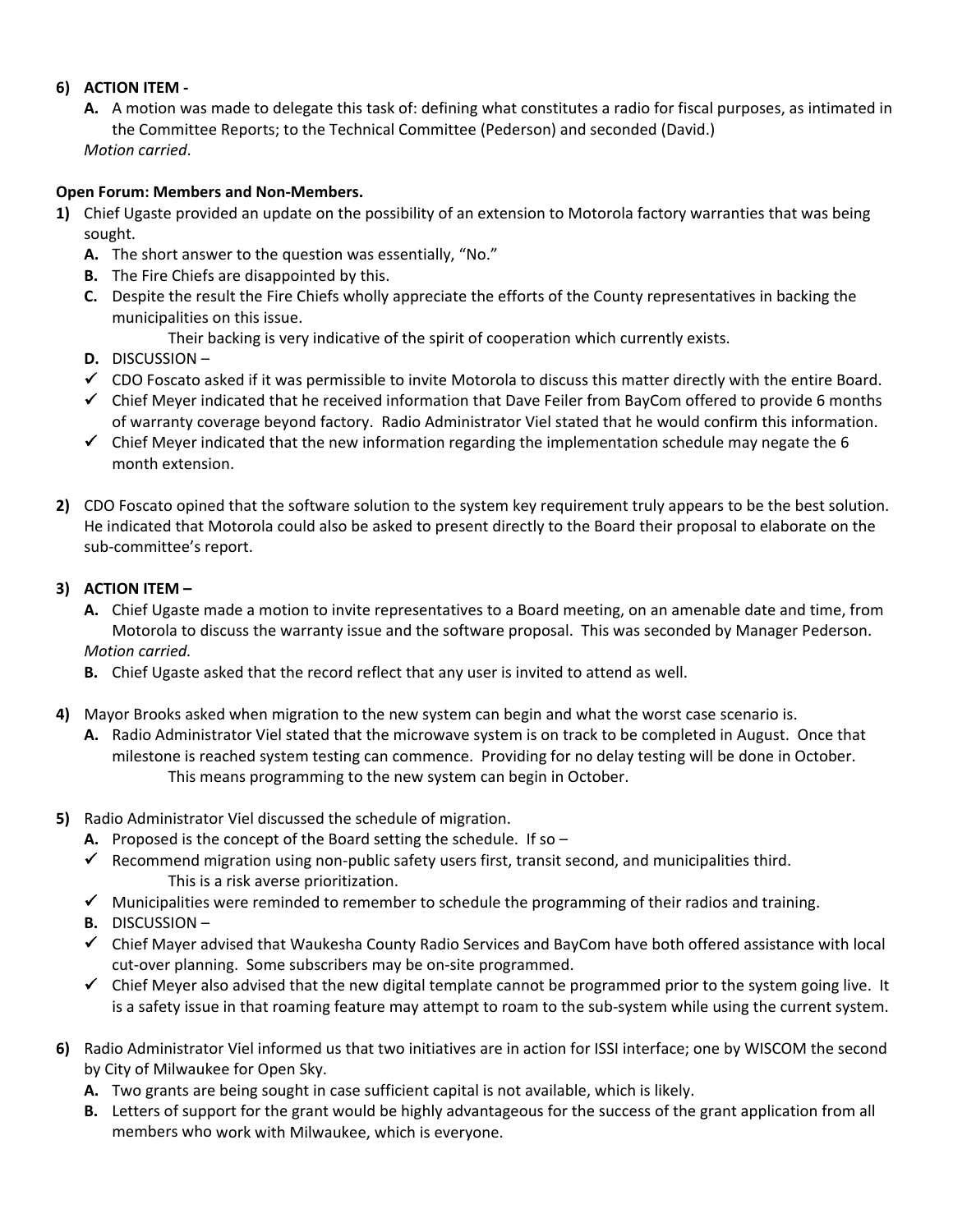6) **ACTION ITEM -**
   - **A.** A motion was made to delegate this task of: defining what constitutes a radio for fiscal purposes, as intimated in the Committee Reports; to the Technical Committee (Pederson) and seconded (David.)

   *Motion carried*.

**Open Forum: Members and Non-Members.**

1) Chief Ugaste provided an update on the possibility of an extension to Motorola factory warranties that was being sought.
   - **A.** The short answer to the question was essentially, "No."
   - **B.** The Fire Chiefs are disappointed by this.
   - **C.** Despite the result the Fire Chiefs wholly appreciate the efforts of the County representatives in backing the municipalities on this issue.
     
     Their backing is very indicative of the spirit of cooperation which currently exists.
   - **D.** DISCUSSION –
   - ✓ CDO Foscato asked if it was permissible to invite Motorola to discuss this matter directly with the entire Board.
   - ✓ Chief Meyer indicated that he received information that Dave Feiler from BayCom offered to provide 6 months of warranty coverage beyond factory. Radio Administrator Viel stated that he would confirm this information.
   - ✓ Chief Meyer indicated that the new information regarding the implementation schedule may negate the 6 month extension.

2) CDO Foscato opined that the software solution to the system key requirement truly appears to be the best solution. He indicated that Motorola could also be asked to present directly to the Board their proposal to elaborate on the sub-committee's report.

3) **ACTION ITEM –**
   - **A.** Chief Ugaste made a motion to invite representatives to a Board meeting, on an amenable date and time, from Motorola to discuss the warranty issue and the software proposal. This was seconded by Manager Pederson.

   *Motion carried.*
   - **B.** Chief Ugaste asked that the record reflect that any user is invited to attend as well.

4) Mayor Brooks asked when migration to the new system can begin and what the worst case scenario is.
   - **A.** Radio Administrator Viel stated that the microwave system is on track to be completed in August. Once that milestone is reached system testing can commence. Providing for no delay testing will be done in October.
     
     This means programming to the new system can begin in October.

5) Radio Administrator Viel discussed the schedule of migration.
   - **A.** Proposed is the concept of the Board setting the schedule. If so –
   - ✓ Recommend migration using non-public safety users first, transit second, and municipalities third.
     
     This is a risk averse prioritization.
   - ✓ Municipalities were reminded to remember to schedule the programming of their radios and training.
   - **B.** DISCUSSION –
   - ✓ Chief Mayer advised that Waukesha County Radio Services and BayCom have both offered assistance with local cut-over planning. Some subscribers may be on-site programmed.
   - ✓ Chief Meyer also advised that the new digital template cannot be programmed prior to the system going live. It is a safety issue in that roaming feature may attempt to roam to the sub-system while using the current system.

6) Radio Administrator Viel informed us that two initiatives are in action for ISSI interface; one by WISCOM the second by City of Milwaukee for Open Sky.
   - **A.** Two grants are being sought in case sufficient capital is not available, which is likely.
   - **B.** Letters of support for the grant would be highly advantageous for the success of the grant application from all members who work with Milwaukee, which is everyone.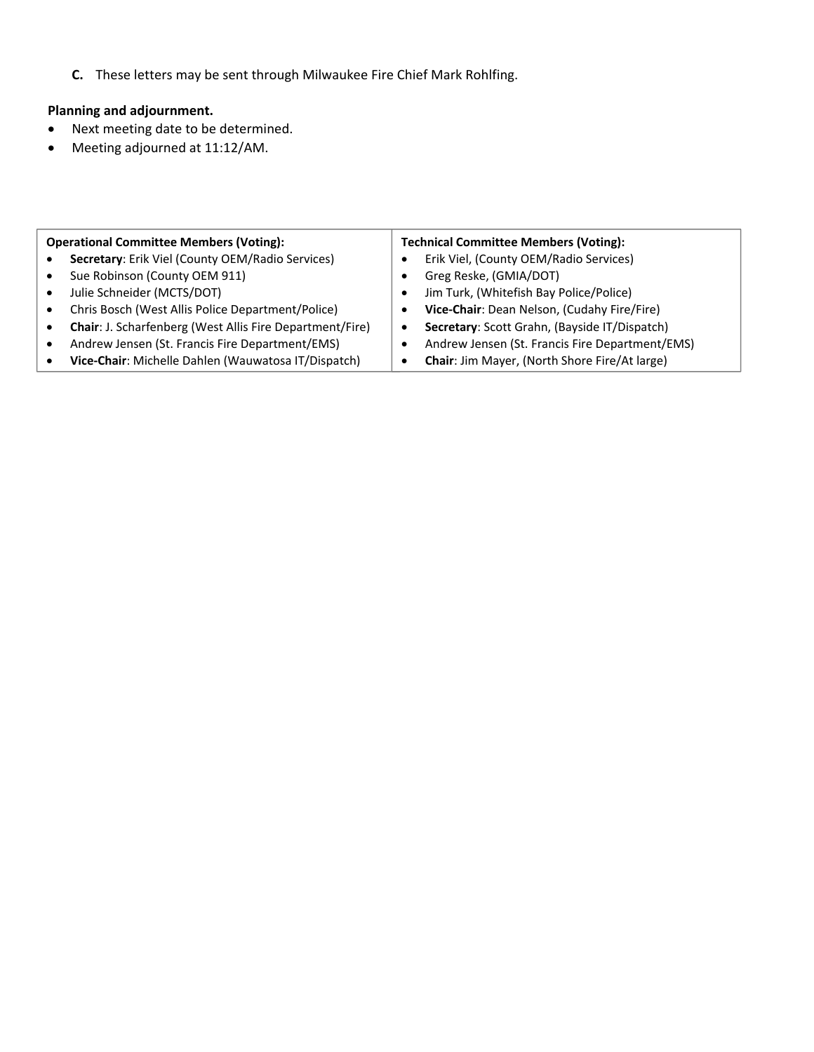**C.** These letters may be sent through Milwaukee Fire Chief Mark Rohlfing.

**Planning and adjournment.**

- Next meeting date to be determined.
- Meeting adjourned at 11:12/AM.

| **Operational Committee Members (Voting):** | **Technical Committee Members (Voting):** |
|---|---|
| • **Secretary**: Erik Viel (County OEM/Radio Services) | • Erik Viel, (County OEM/Radio Services) |
| • Sue Robinson (County OEM 911) | • Greg Reske, (GMIA/DOT) |
| • Julie Schneider (MCTS/DOT) | • Jim Turk, (Whitefish Bay Police/Police) |
| • Chris Bosch (West Allis Police Department/Police) | • **Vice-Chair**: Dean Nelson, (Cudahy Fire/Fire) |
| • **Chair**: J. Scharfenberg (West Allis Fire Department/Fire) | • **Secretary**: Scott Grahn, (Bayside IT/Dispatch) |
| • Andrew Jensen (St. Francis Fire Department/EMS) | • Andrew Jensen (St. Francis Fire Department/EMS) |
| • **Vice-Chair**: Michelle Dahlen (Wauwatosa IT/Dispatch) | • **Chair**: Jim Mayer, (North Shore Fire/At large) |